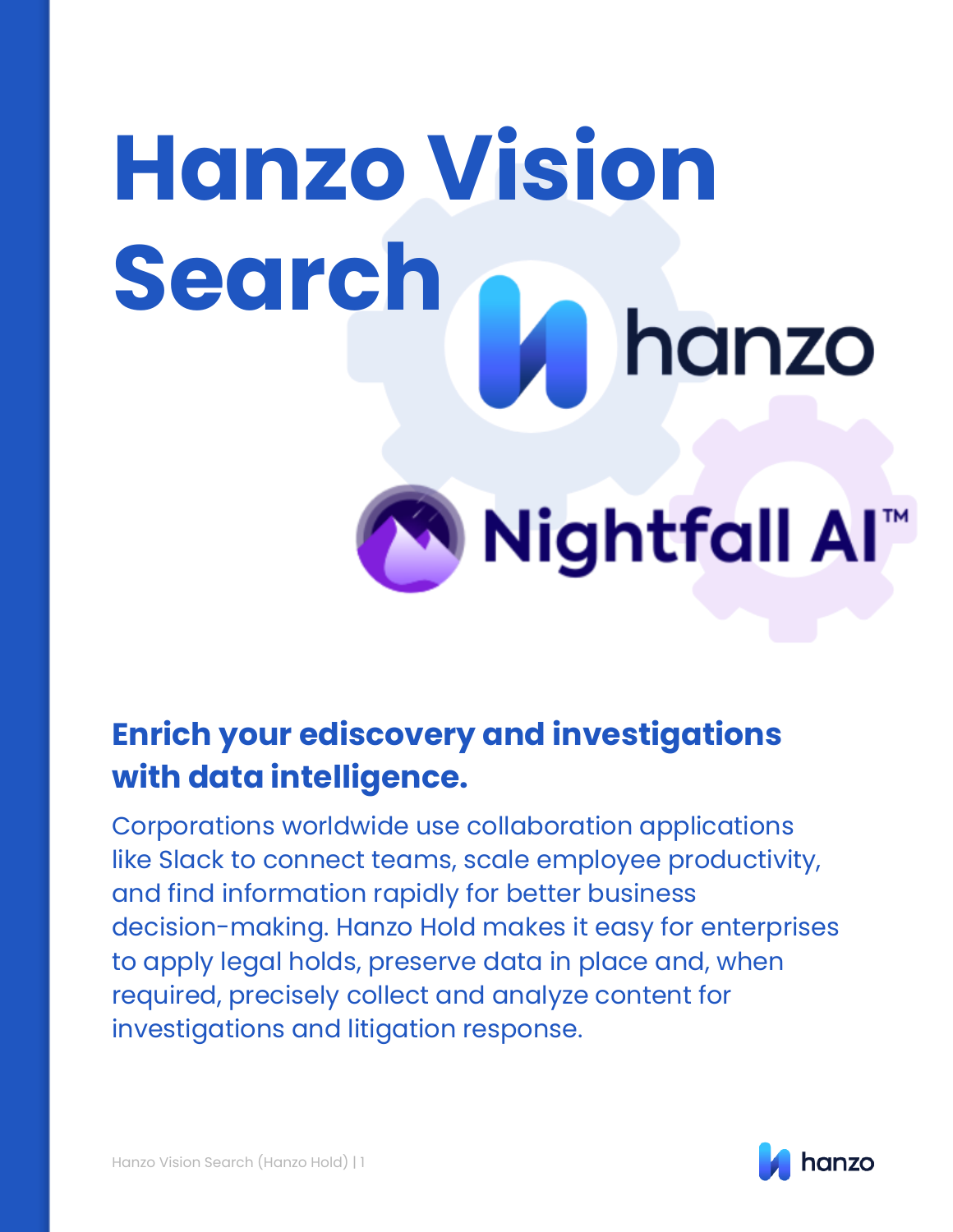# Hanzo Vision Search

hanzo

Nightfall AI™

## Enrich your ediscovery and investigations with data intelligence.

Corporations worldwide use collaboration applications like Slack to connect teams, scale employee productivity, and find information rapidly for better business decision-making. Hanzo Hold makes it easy for enterprises to apply legal holds, preserve data in place and, when required, precisely collect and analyze content for investigations and litigation response.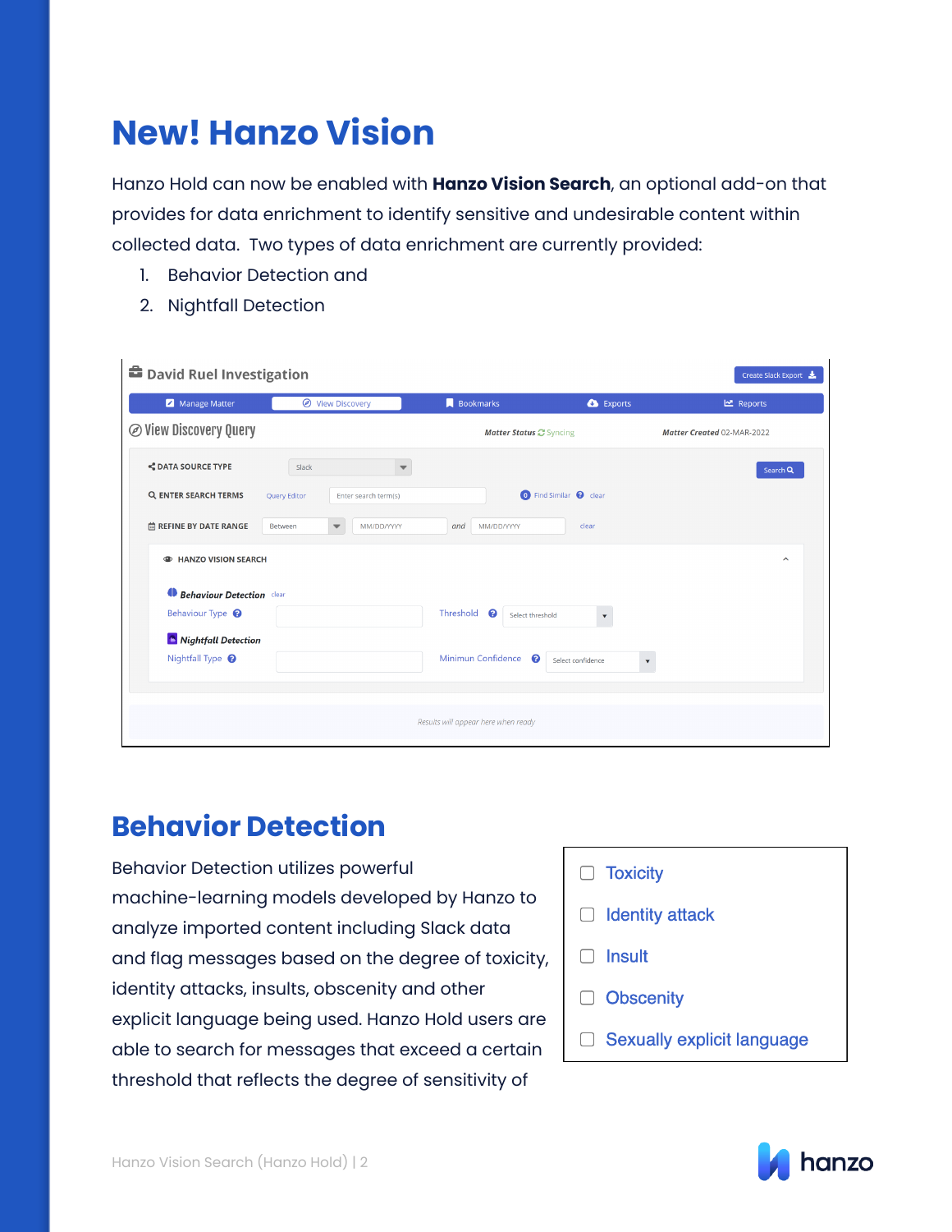# New! Hanzo Vision

Hanzo Hold can now be enabled with **Hanzo Vision Search**, an optional add-on that provides for data enrichment to identify sensitive and undesirable content within collected data. Two types of data enrichment are currently provided:

1. Behavior Detection and
2. Nightfall Detection

## Behavior Detection

Behavior Detection utilizes powerful machine-learning models developed by Hanzo to analyze imported content including Slack data and flag messages based on the degree of toxicity, identity attacks, insults, obscenity and other explicit language being used. Hanzo Hold users are able to search for messages that exceed a certain threshold that reflects the degree of sensitivity of

- [ ] Toxicity
- [ ] Identity attack
- [ ] Insult
- [ ] Obscenity
- [ ] Sexually explicit language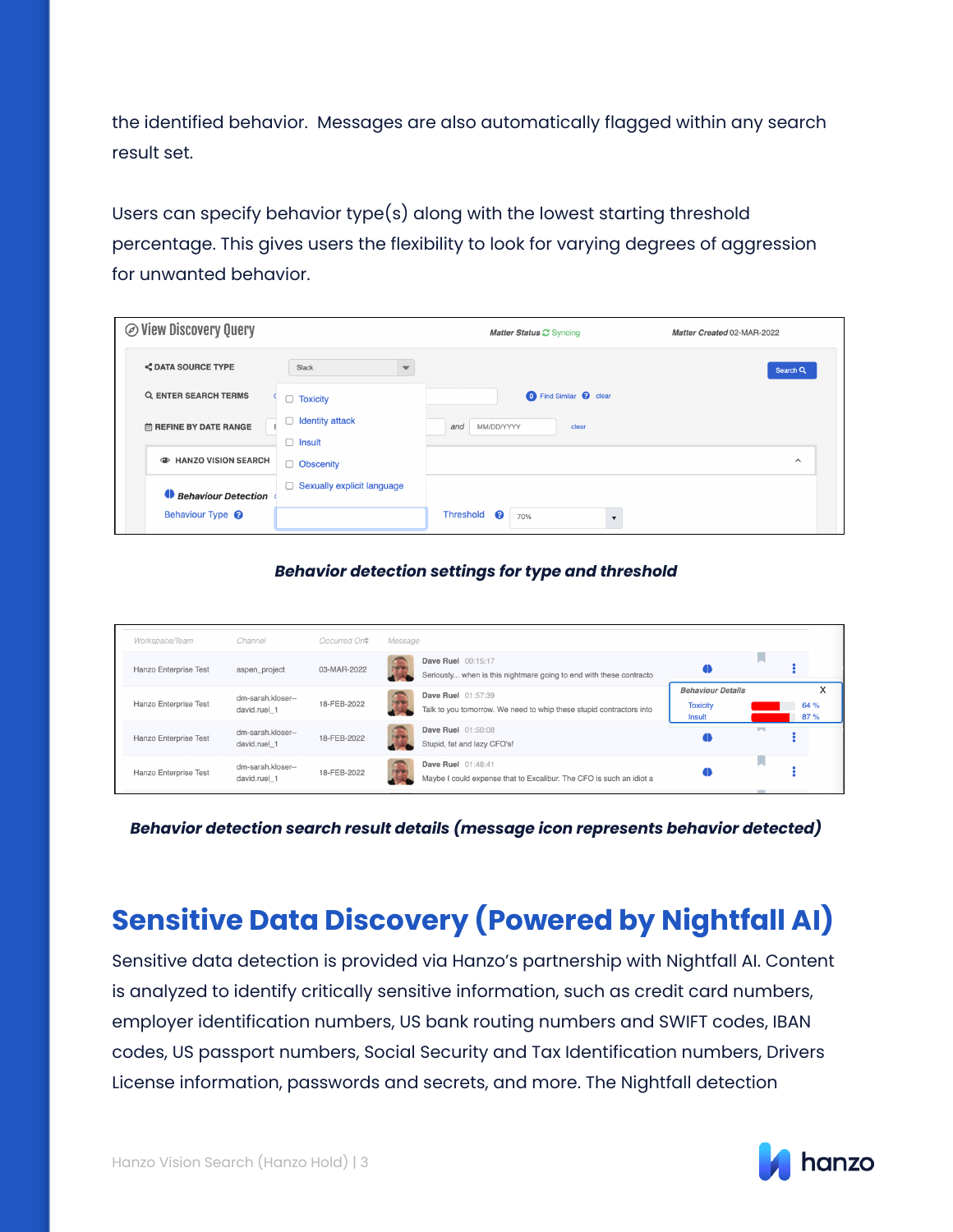the identified behavior. Messages are also automatically flagged within any search result set.

Users can specify behavior type(s) along with the lowest starting threshold percentage. This gives users the flexibility to look for varying degrees of aggression for unwanted behavior.

***Behavior detection settings for type and threshold***

***Behavior detection search result details (message icon represents behavior detected)***

## Sensitive Data Discovery (Powered by Nightfall AI)

Sensitive data detection is provided via Hanzo's partnership with Nightfall AI. Content is analyzed to identify critically sensitive information, such as credit card numbers, employer identification numbers, US bank routing numbers and SWIFT codes, IBAN codes, US passport numbers, Social Security and Tax Identification numbers, Drivers License information, passwords and secrets, and more. The Nightfall detection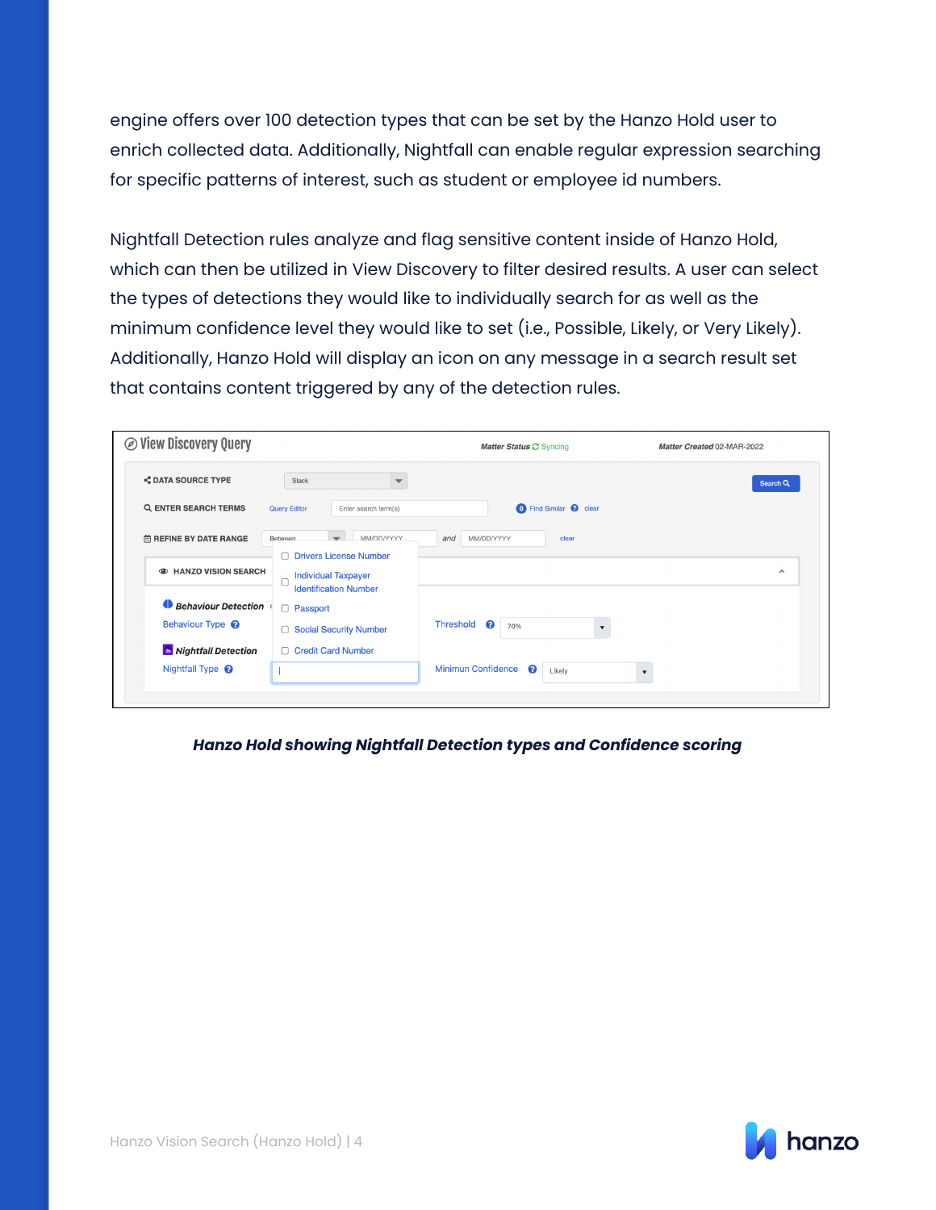engine offers over 100 detection types that can be set by the Hanzo Hold user to enrich collected data. Additionally, Nightfall can enable regular expression searching for specific patterns of interest, such as student or employee id numbers.

Nightfall Detection rules analyze and flag sensitive content inside of Hanzo Hold, which can then be utilized in View Discovery to filter desired results. A user can select the types of detections they would like to individually search for as well as the minimum confidence level they would like to set (i.e., Possible, Likely, or Very Likely). Additionally, Hanzo Hold will display an icon on any message in a search result set that contains content triggered by any of the detection rules.

***Hanzo Hold showing Nightfall Detection types and Confidence scoring***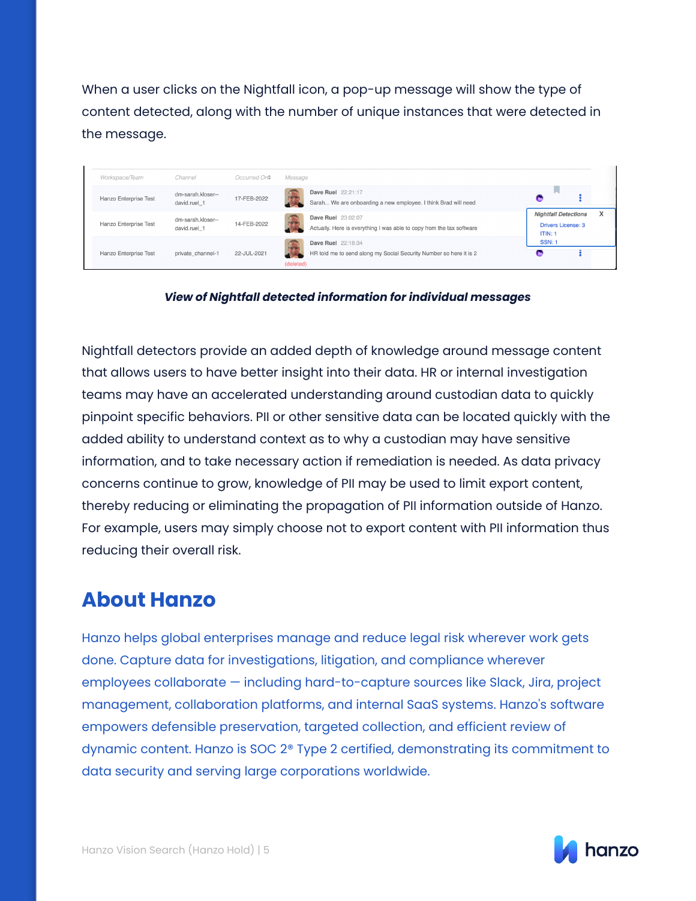When a user clicks on the Nightfall icon, a pop-up message will show the type of content detected, along with the number of unique instances that were detected in the message.

***View of Nightfall detected information for individual messages***

Nightfall detectors provide an added depth of knowledge around message content that allows users to have better insight into their data. HR or internal investigation teams may have an accelerated understanding around custodian data to quickly pinpoint specific behaviors. PII or other sensitive data can be located quickly with the added ability to understand context as to why a custodian may have sensitive information, and to take necessary action if remediation is needed. As data privacy concerns continue to grow, knowledge of PII may be used to limit export content, thereby reducing or eliminating the propagation of PII information outside of Hanzo. For example, users may simply choose not to export content with PII information thus reducing their overall risk.

## About Hanzo

Hanzo helps global enterprises manage and reduce legal risk wherever work gets done. Capture data for investigations, litigation, and compliance wherever employees collaborate — including hard-to-capture sources like Slack, Jira, project management, collaboration platforms, and internal SaaS systems. Hanzo's software empowers defensible preservation, targeted collection, and efficient review of dynamic content. Hanzo is SOC 2® Type 2 certified, demonstrating its commitment to data security and serving large corporations worldwide.